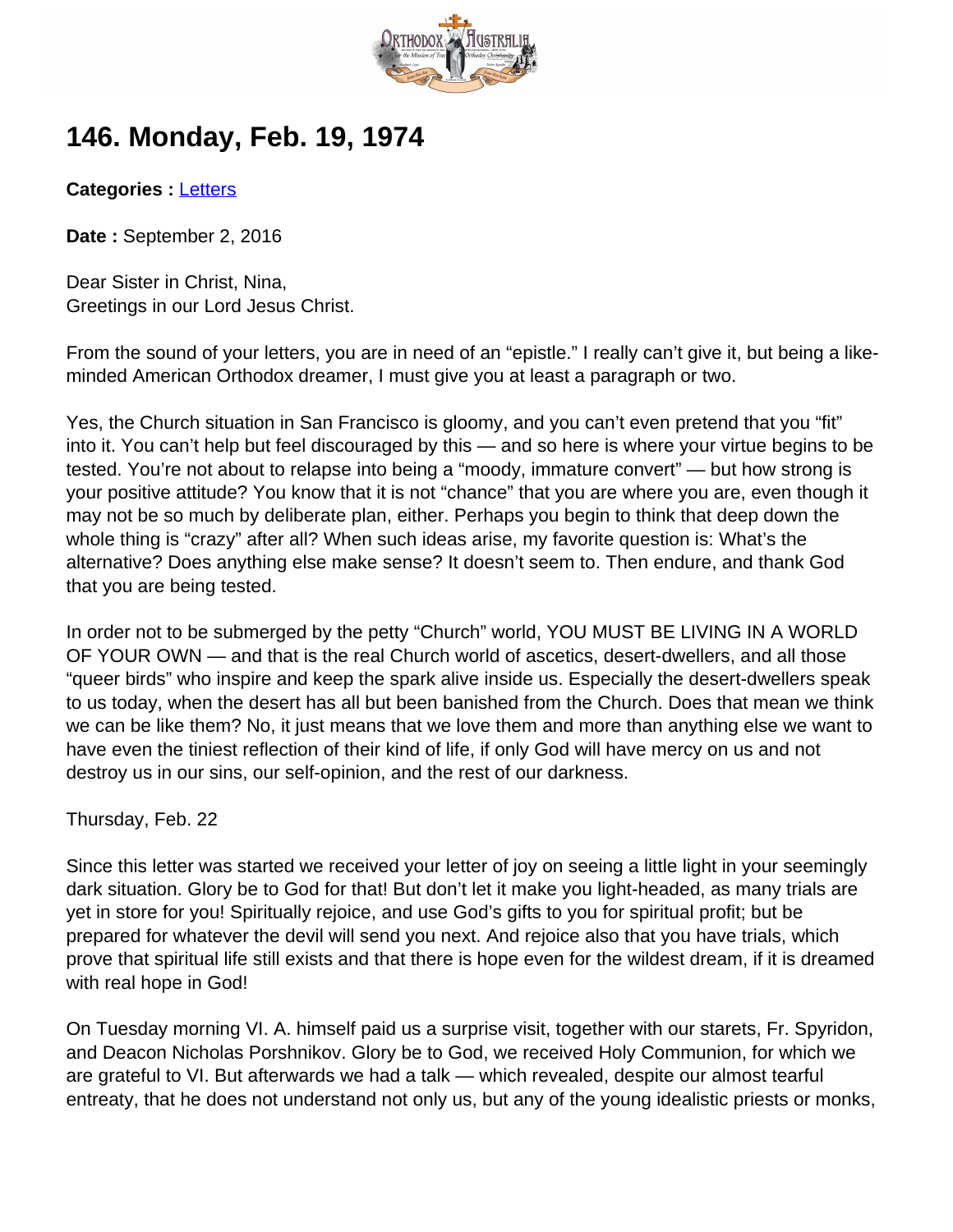# 146. Monday, Feb. 19, 1974

**Categories :** Letters

**Date :** September 2, 2016

Dear Sister in Christ, Nina,
Greetings in our Lord Jesus Christ.

From the sound of your letters, you are in need of an "epistle." I really can't give it, but being a like-minded American Orthodox dreamer, I must give you at least a paragraph or two.

Yes, the Church situation in San Francisco is gloomy, and you can't even pretend that you "fit" into it. You can't help but feel discouraged by this — and so here is where your virtue begins to be tested. You're not about to relapse into being a "moody, immature convert" — but how strong is your positive attitude? You know that it is not "chance" that you are where you are, even though it may not be so much by deliberate plan, either. Perhaps you begin to think that deep down the whole thing is "crazy" after all? When such ideas arise, my favorite question is: What's the alternative? Does anything else make sense? It doesn't seem to. Then endure, and thank God that you are being tested.

In order not to be submerged by the petty "Church" world, YOU MUST BE LIVING IN A WORLD OF YOUR OWN — and that is the real Church world of ascetics, desert-dwellers, and all those "queer birds" who inspire and keep the spark alive inside us. Especially the desert-dwellers speak to us today, when the desert has all but been banished from the Church. Does that mean we think we can be like them? No, it just means that we love them and more than anything else we want to have even the tiniest reflection of their kind of life, if only God will have mercy on us and not destroy us in our sins, our self-opinion, and the rest of our darkness.

Thursday, Feb. 22

Since this letter was started we received your letter of joy on seeing a little light in your seemingly dark situation. Glory be to God for that! But don't let it make you light-headed, as many trials are yet in store for you! Spiritually rejoice, and use God's gifts to you for spiritual profit; but be prepared for whatever the devil will send you next. And rejoice also that you have trials, which prove that spiritual life still exists and that there is hope even for the wildest dream, if it is dreamed with real hope in God!

On Tuesday morning Vl. A. himself paid us a surprise visit, together with our starets, Fr. Spyridon, and Deacon Nicholas Porshnikov. Glory be to God, we received Holy Communion, for which we are grateful to Vl. But afterwards we had a talk — which revealed, despite our almost tearful entreaty, that he does not understand not only us, but any of the young idealistic priests or monks,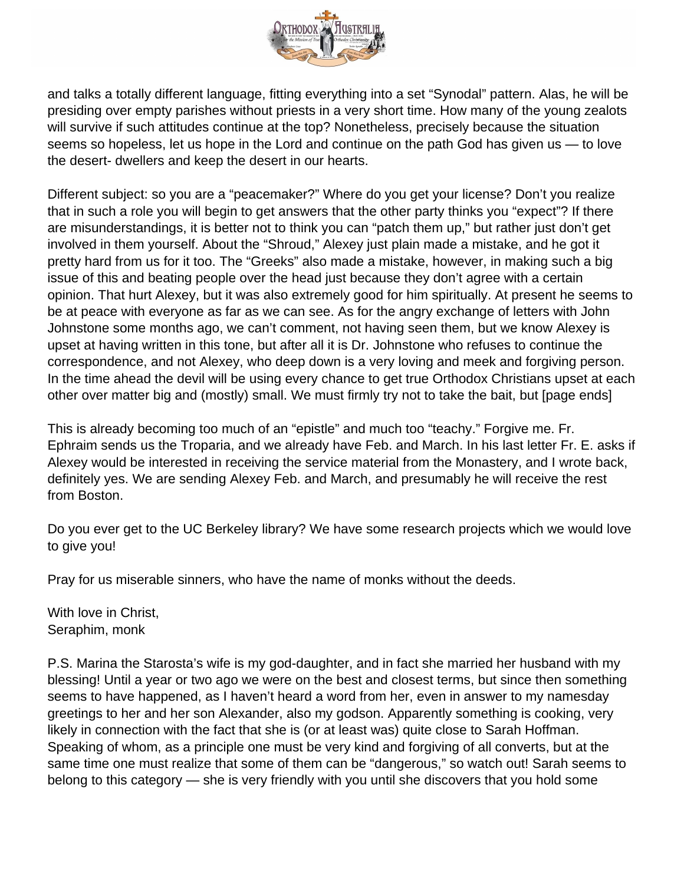and talks a totally different language, fitting everything into a set "Synodal" pattern. Alas, he will be presiding over empty parishes without priests in a very short time. How many of the young zealots will survive if such attitudes continue at the top? Nonetheless, precisely because the situation seems so hopeless, let us hope in the Lord and continue on the path God has given us — to love the desert- dwellers and keep the desert in our hearts.

Different subject: so you are a "peacemaker?" Where do you get your license? Don't you realize that in such a role you will begin to get answers that the other party thinks you "expect"? If there are misunderstandings, it is better not to think you can "patch them up," but rather just don't get involved in them yourself. About the "Shroud," Alexey just plain made a mistake, and he got it pretty hard from us for it too. The "Greeks" also made a mistake, however, in making such a big issue of this and beating people over the head just because they don't agree with a certain opinion. That hurt Alexey, but it was also extremely good for him spiritually. At present he seems to be at peace with everyone as far as we can see. As for the angry exchange of letters with John Johnstone some months ago, we can't comment, not having seen them, but we know Alexey is upset at having written in this tone, but after all it is Dr. Johnstone who refuses to continue the correspondence, and not Alexey, who deep down is a very loving and meek and forgiving person. In the time ahead the devil will be using every chance to get true Orthodox Christians upset at each other over matter big and (mostly) small. We must firmly try not to take the bait, but [page ends]

This is already becoming too much of an "epistle" and much too "teachy." Forgive me. Fr. Ephraim sends us the Troparia, and we already have Feb. and March. In his last letter Fr. E. asks if Alexey would be interested in receiving the service material from the Monastery, and I wrote back, definitely yes. We are sending Alexey Feb. and March, and presumably he will receive the rest from Boston.

Do you ever get to the UC Berkeley library? We have some research projects which we would love to give you!

Pray for us miserable sinners, who have the name of monks without the deeds.

With love in Christ,
Seraphim, monk

P.S. Marina the Starosta's wife is my god-daughter, and in fact she married her husband with my blessing! Until a year or two ago we were on the best and closest terms, but since then something seems to have happened, as I haven't heard a word from her, even in answer to my namesday greetings to her and her son Alexander, also my godson. Apparently something is cooking, very likely in connection with the fact that she is (or at least was) quite close to Sarah Hoffman. Speaking of whom, as a principle one must be very kind and forgiving of all converts, but at the same time one must realize that some of them can be "dangerous," so watch out! Sarah seems to belong to this category — she is very friendly with you until she discovers that you hold some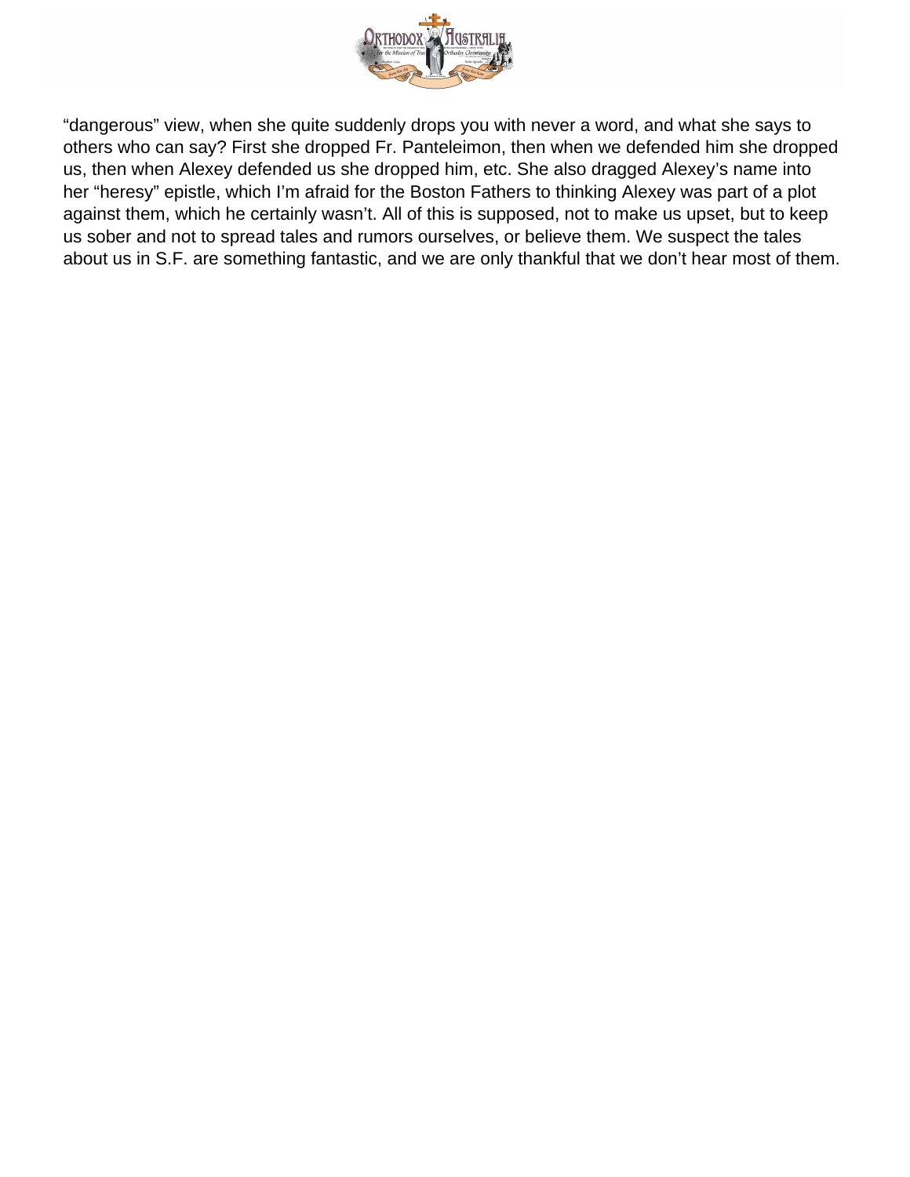“dangerous” view, when she quite suddenly drops you with never a word, and what she says to others who can say? First she dropped Fr. Panteleimon, then when we defended him she dropped us, then when Alexey defended us she dropped him, etc. She also dragged Alexey’s name into her “heresy” epistle, which I’m afraid for the Boston Fathers to thinking Alexey was part of a plot against them, which he certainly wasn’t. All of this is supposed, not to make us upset, but to keep us sober and not to spread tales and rumors ourselves, or believe them. We suspect the tales about us in S.F. are something fantastic, and we are only thankful that we don’t hear most of them.